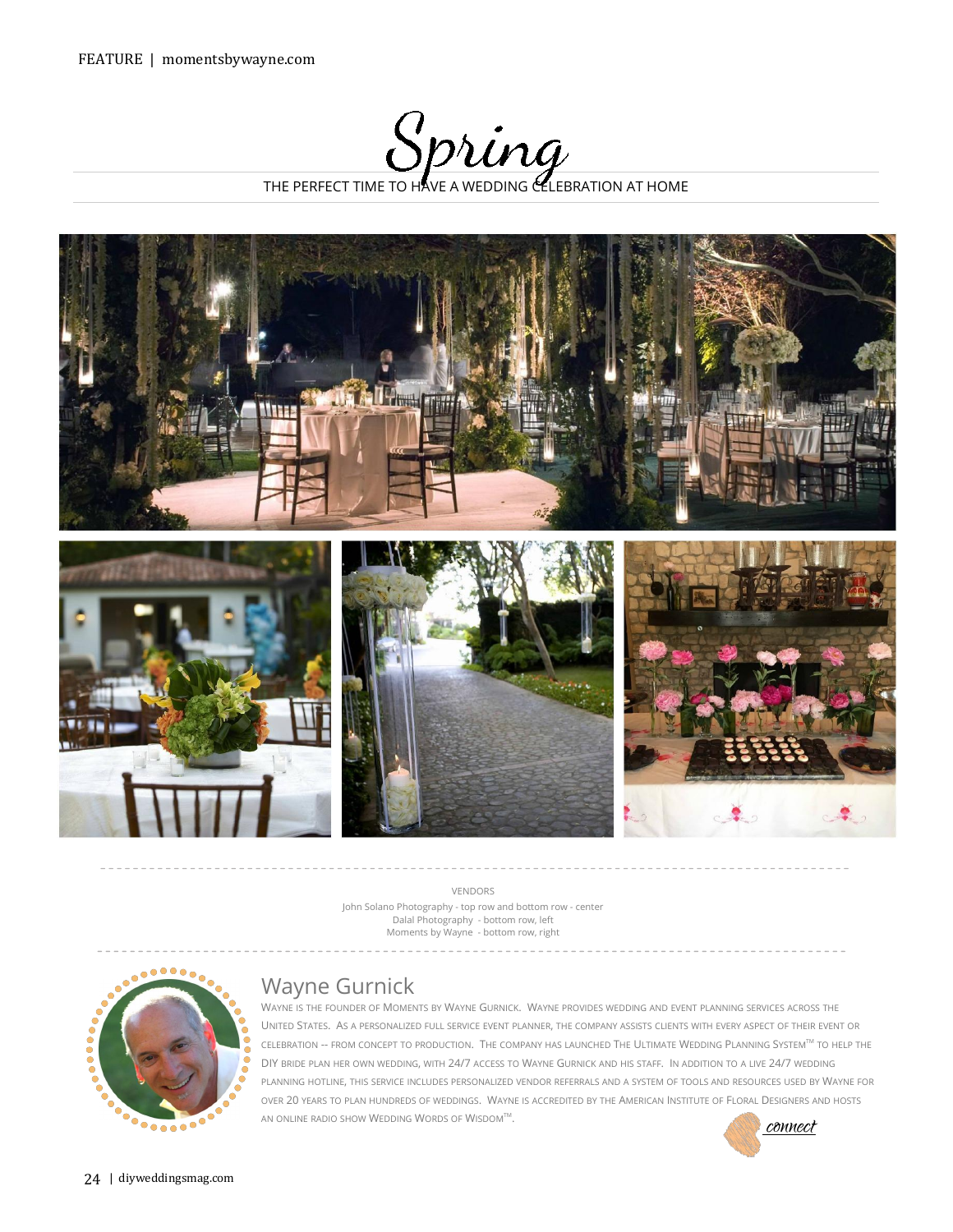# Spring

THE PERFECT TIME TO HAVE A WEDDING CELEBRATION AT HOME

VENDORS
John Solano Photography - top row and bottom row - center
Dalal Photography - bottom row, left
Moments by Wayne - bottom row, right

## Wayne Gurnick

Wayne is the founder of Moments by Wayne Gurnick. Wayne provides wedding and event planning services across the United States. As a personalized full service event planner, the company assists clients with every aspect of their event or celebration -- from concept to production. The company has launched The Ultimate Wedding Planning System™ to help the DIY bride plan her own wedding, with 24/7 access to Wayne Gurnick and his staff. In addition to a live 24/7 wedding planning hotline, this service includes personalized vendor referrals and a system of tools and resources used by Wayne for over 20 years to plan hundreds of weddings. Wayne is accredited by the American Institute of Floral Designers and hosts an online radio show Wedding Words of Wisdom™.

connect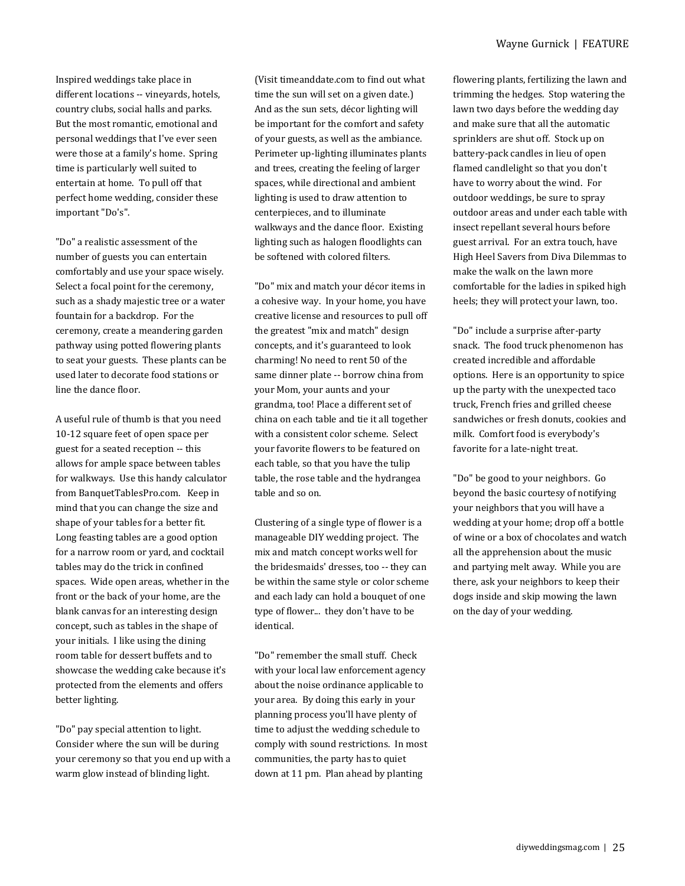Inspired weddings take place in different locations -- vineyards, hotels, country clubs, social halls and parks. But the most romantic, emotional and personal weddings that I've ever seen were those at a family's home. Spring time is particularly well suited to entertain at home. To pull off that perfect home wedding, consider these important "Do's".

"Do" a realistic assessment of the number of guests you can entertain comfortably and use your space wisely. Select a focal point for the ceremony, such as a shady majestic tree or a water fountain for a backdrop. For the ceremony, create a meandering garden pathway using potted flowering plants to seat your guests. These plants can be used later to decorate food stations or line the dance floor.

A useful rule of thumb is that you need 10-12 square feet of open space per guest for a seated reception -- this allows for ample space between tables for walkways. Use this handy calculator from BanquetTablesPro.com. Keep in mind that you can change the size and shape of your tables for a better fit. Long feasting tables are a good option for a narrow room or yard, and cocktail tables may do the trick in confined spaces. Wide open areas, whether in the front or the back of your home, are the blank canvas for an interesting design concept, such as tables in the shape of your initials. I like using the dining room table for dessert buffets and to showcase the wedding cake because it's protected from the elements and offers better lighting.

"Do" pay special attention to light. Consider where the sun will be during your ceremony so that you end up with a warm glow instead of blinding light. (Visit timeanddate.com to find out what time the sun will set on a given date.) And as the sun sets, décor lighting will be important for the comfort and safety of your guests, as well as the ambiance. Perimeter up-lighting illuminates plants and trees, creating the feeling of larger spaces, while directional and ambient lighting is used to draw attention to centerpieces, and to illuminate walkways and the dance floor. Existing lighting such as halogen floodlights can be softened with colored filters.

"Do" mix and match your décor items in a cohesive way. In your home, you have creative license and resources to pull off the greatest "mix and match" design concepts, and it's guaranteed to look charming! No need to rent 50 of the same dinner plate -- borrow china from your Mom, your aunts and your grandma, too! Place a different set of china on each table and tie it all together with a consistent color scheme. Select your favorite flowers to be featured on each table, so that you have the tulip table, the rose table and the hydrangea table and so on.

Clustering of a single type of flower is a manageable DIY wedding project. The mix and match concept works well for the bridesmaids' dresses, too -- they can be within the same style or color scheme and each lady can hold a bouquet of one type of flower... they don't have to be identical.

"Do" remember the small stuff. Check with your local law enforcement agency about the noise ordinance applicable to your area. By doing this early in your planning process you'll have plenty of time to adjust the wedding schedule to comply with sound restrictions. In most communities, the party has to quiet down at 11 pm. Plan ahead by planting flowering plants, fertilizing the lawn and trimming the hedges. Stop watering the lawn two days before the wedding day and make sure that all the automatic sprinklers are shut off. Stock up on battery-pack candles in lieu of open flamed candlelight so that you don't have to worry about the wind. For outdoor weddings, be sure to spray outdoor areas and under each table with insect repellant several hours before guest arrival. For an extra touch, have High Heel Savers from Diva Dilemmas to make the walk on the lawn more comfortable for the ladies in spiked high heels; they will protect your lawn, too.

"Do" include a surprise after-party snack. The food truck phenomenon has created incredible and affordable options. Here is an opportunity to spice up the party with the unexpected taco truck, French fries and grilled cheese sandwiches or fresh donuts, cookies and milk. Comfort food is everybody's favorite for a late-night treat.

"Do" be good to your neighbors. Go beyond the basic courtesy of notifying your neighbors that you will have a wedding at your home; drop off a bottle of wine or a box of chocolates and watch all the apprehension about the music and partying melt away. While you are there, ask your neighbors to keep their dogs inside and skip mowing the lawn on the day of your wedding.